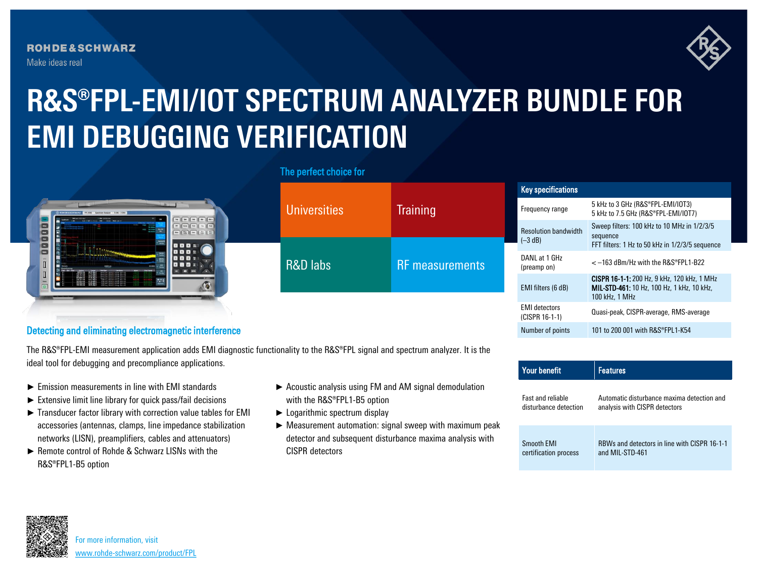ROHDE&SCHWARZ

Make ideas real

# R&S®FPL-EMI/IOT SPECTRUM ANALYZER BUNDLE FOR EMI DEBUGGING VERIFICATION

## The perfect choice for

| Universities | Training |
|---|---|
| R&D labs | RF measurements |

| Key specifications | |
|---|---|
| Frequency range | 5 kHz to 3 GHz (R&S®FPL-EMI/IOT3)<br>5 kHz to 7.5 GHz (R&S®FPL-EMI/IOT7) |
| Resolution bandwidth (–3 dB) | Sweep filters: 100 kHz to 10 MHz in 1/2/3/5 sequence<br>FFT filters: 1 Hz to 50 kHz in 1/2/3/5 sequence |
| DANL at 1 GHz (preamp on) | < –163 dBm/Hz with the R&S®FPL1-B22 |
| EMI filters (6 dB) | **CISPR 16-1-1:** 200 Hz, 9 kHz, 120 kHz, 1 MHz<br>**MIL-STD-461:** 10 Hz, 100 Hz, 1 kHz, 10 kHz, 100 kHz, 1 MHz |
| EMI detectors (CISPR 16-1-1) | Quasi-peak, CISPR-average, RMS-average |
| Number of points | 101 to 200 001 with R&S®FPL1-K54 |

## Detecting and eliminating electromagnetic interference

The R&S®FPL-EMI measurement application adds EMI diagnostic functionality to the R&S®FPL signal and spectrum analyzer. It is the ideal tool for debugging and precompliance applications.

- Emission measurements in line with EMI standards
- Extensive limit line library for quick pass/fail decisions
- Transducer factor library with correction value tables for EMI accessories (antennas, clamps, line impedance stabilization networks (LISN), preamplifiers, cables and attenuators)
- Remote control of Rohde & Schwarz LISNs with the R&S®FPL1-B5 option
- Acoustic analysis using FM and AM signal demodulation with the R&S®FPL1-B5 option
- Logarithmic spectrum display
- Measurement automation: signal sweep with maximum peak detector and subsequent disturbance maxima analysis with CISPR detectors

| Your benefit | Features |
|---|---|
| Fast and reliable disturbance detection | Automatic disturbance maxima detection and analysis with CISPR detectors |
| Smooth EMI certification process | RBWs and detectors in line with CISPR 16-1-1 and MIL-STD-461 |

For more information, visit
www.rohde-schwarz.com/product/FPL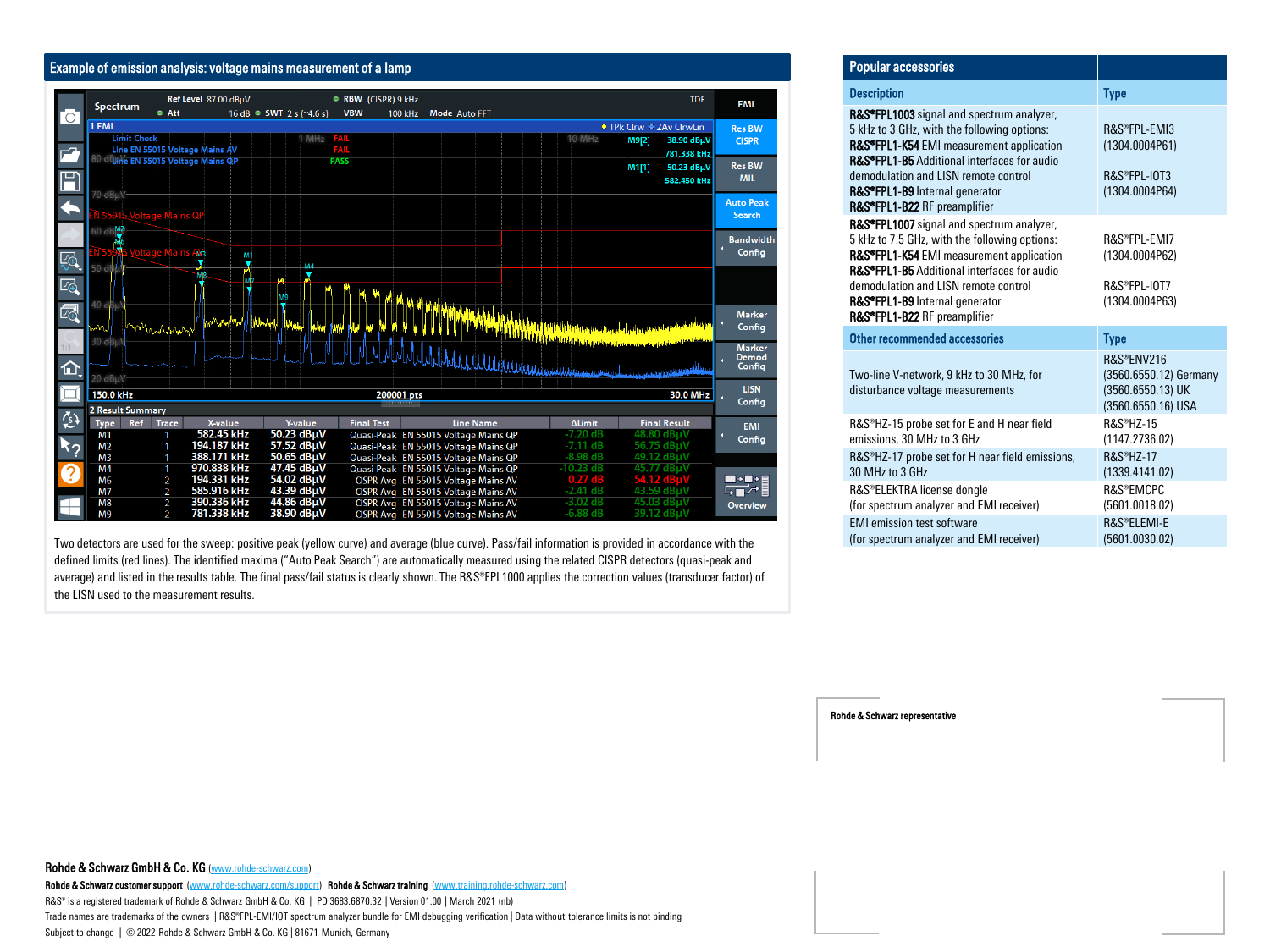## Example of emission analysis: voltage mains measurement of a lamp

Spectrum
Ref Level 87.00 dBµV
Att 16 dB
SWT 2 s (~4.6 s)
RBW (CISPR) 9 kHz
VBW 100 kHz
Mode Auto FFT
TDF
EMI

1 EMI
1Pk Clrw 2Av ClrwLin
Limit Check
Line EN 55015 Voltage Mains AV FAIL
Line EN 55015 Voltage Mains QP FAIL
PASS
M9[2] 38.90 dBµV 781.338 kHz
M1[1] 50.23 dBµV 582.450 kHz
EN 55015 Voltage Mains QP
EN 55015 Voltage Mains AV
80 dBµV
70 dBµV
60 dBµV
50 dBµV
40 dBµV
30 dBµV
20 dBµV
1 MHz
10 MHz
150.0 kHz
200001 pts
30.0 MHz

Res BW CISPR
Res BW MIL
Auto Peak Search
Bandwidth Config
Marker Config
Marker Demod Config
LISN Config
EMI Config
Overview

2 Result Summary

| Type | Ref | Trace | X-value | Y-value | Final Test | Line Name | ΔLimit | Final Result |
|---|---|---|---|---|---|---|---|---|
| M1 | | 1 | 582.45 kHz | 50.23 dBµV | Quasi-Peak | EN 55015 Voltage Mains QP | -7.20 dB | 48.80 dBµV |
| M2 | | 1 | 194.187 kHz | 57.52 dBµV | Quasi-Peak | EN 55015 Voltage Mains QP | -7.11 dB | 56.75 dBµV |
| M3 | | 1 | 388.171 kHz | 50.65 dBµV | Quasi-Peak | EN 55015 Voltage Mains QP | -8.98 dB | 49.12 dBµV |
| M4 | | 1 | 970.838 kHz | 47.45 dBµV | Quasi-Peak | EN 55015 Voltage Mains QP | -10.23 dB | 45.77 dBµV |
| M6 | | 2 | 194.331 kHz | 54.02 dBµV | CISPR Avg | EN 55015 Voltage Mains AV | 0.27 dB | 54.12 dBµV |
| M7 | | 2 | 585.916 kHz | 43.39 dBµV | CISPR Avg | EN 55015 Voltage Mains AV | -2.41 dB | 43.59 dBµV |
| M8 | | 2 | 390.336 kHz | 44.86 dBµV | CISPR Avg | EN 55015 Voltage Mains AV | -3.02 dB | 45.03 dBµV |
| M9 | | 2 | 781.338 kHz | 38.90 dBµV | CISPR Avg | EN 55015 Voltage Mains AV | -6.88 dB | 39.12 dBµV |

Two detectors are used for the sweep: positive peak (yellow curve) and average (blue curve). Pass/fail information is provided in accordance with the defined limits (red lines). The identified maxima ("Auto Peak Search") are automatically measured using the related CISPR detectors (quasi-peak and average) and listed in the results table. The final pass/fail status is clearly shown. The R&S®FPL1000 applies the correction values (transducer factor) of the LISN used to the measurement results.

## Popular accessories

| Description | Type |
|---|---|
| **R&S®FPL1003** signal and spectrum analyzer, 5 kHz to 3 GHz, with the following options: **R&S®FPL1-K54** EMI measurement application **R&S®FPL1-B5** Additional interfaces for audio demodulation and LISN remote control **R&S®FPL1-B9** Internal generator **R&S®FPL1-B22** RF preamplifier | R&S®FPL-EMI3 (1304.0004P61) R&S®FPL-IOT3 (1304.0004P64) |
| **R&S®FPL1007** signal and spectrum analyzer, 5 kHz to 7.5 GHz, with the following options: **R&S®FPL1-K54** EMI measurement application **R&S®FPL1-B5** Additional interfaces for audio demodulation and LISN remote control **R&S®FPL1-B9** Internal generator **R&S®FPL1-B22** RF preamplifier | R&S®FPL-EMI7 (1304.0004P62) R&S®FPL-IOT7 (1304.0004P63) |
| **Other recommended accessories** | **Type** |
| Two-line V-network, 9 kHz to 30 MHz, for disturbance voltage measurements | R&S®ENV216 (3560.6550.12) Germany (3560.6550.13) UK (3560.6550.16) USA |
| R&S®HZ-15 probe set for E and H near field emissions, 30 MHz to 3 GHz | R&S®HZ-15 (1147.2736.02) |
| R&S®HZ-17 probe set for H near field emissions, 30 MHz to 3 GHz | R&S®HZ-17 (1339.4141.02) |
| R&S®ELEKTRA license dongle (for spectrum analyzer and EMI receiver) | R&S®EMCPC (5601.0018.02) |
| EMI emission test software (for spectrum analyzer and EMI receiver) | R&S®ELEMI-E (5601.0030.02) |

Rohde & Schwarz representative

**Rohde & Schwarz GmbH & Co. KG** (www.rohde-schwarz.com)
**Rohde & Schwarz customer support** (www.rohde-schwarz.com/support) **Rohde & Schwarz training** (www.training.rohde-schwarz.com)
R&S® is a registered trademark of Rohde & Schwarz GmbH & Co. KG | PD 3683.6870.32 | Version 01.00 | March 2021 (nb)
Trade names are trademarks of the owners | R&S®FPL-EMI/IOT spectrum analyzer bundle for EMI debugging verification | Data without tolerance limits is not binding
Subject to change | © 2022 Rohde & Schwarz GmbH & Co. KG | 81671 Munich, Germany